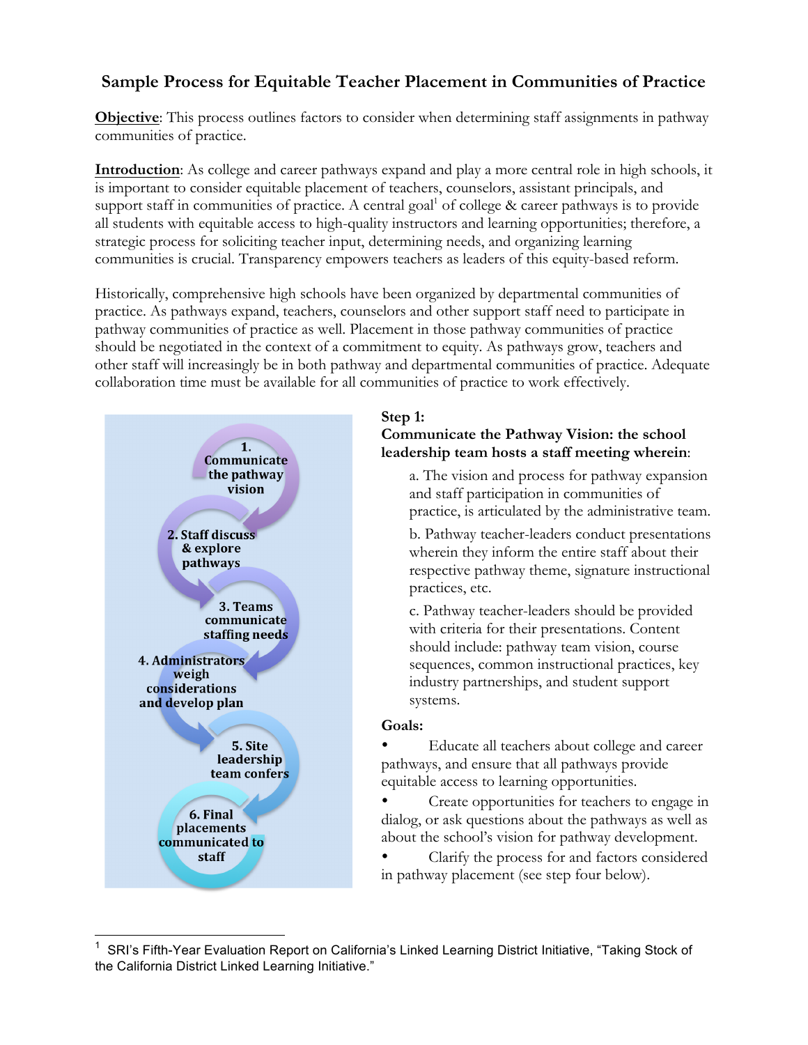# Sample Process for Equitable Teacher Placement in Communities of Practice

**Objective**: This process outlines factors to consider when determining staff assignments in pathway communities of practice.

**Introduction**: As college and career pathways expand and play a more central role in high schools, it is important to consider equitable placement of teachers, counselors, assistant principals, and support staff in communities of practice. A central goal[1] of college & career pathways is to provide all students with equitable access to high-quality instructors and learning opportunities; therefore, a strategic process for soliciting teacher input, determining needs, and organizing learning communities is crucial. Transparency empowers teachers as leaders of this equity-based reform.

Historically, comprehensive high schools have been organized by departmental communities of practice. As pathways expand, teachers, counselors and other support staff need to participate in pathway communities of practice as well. Placement in those pathway communities of practice should be negotiated in the context of a commitment to equity. As pathways grow, teachers and other staff will increasingly be in both pathway and departmental communities of practice. Adequate collaboration time must be available for all communities of practice to work effectively.

1. Communicate the pathway vision
2. Staff discuss & explore pathways
3. Teams communicate staffing needs
4. Administrators weigh considerations and develop plan
5. Site leadership team confers
6. Final placements communicated to staff

**Step 1:**
**Communicate the Pathway Vision: the school leadership team hosts a staff meeting wherein**:

a. The vision and process for pathway expansion and staff participation in communities of practice, is articulated by the administrative team.

b. Pathway teacher-leaders conduct presentations wherein they inform the entire staff about their respective pathway theme, signature instructional practices, etc.

c. Pathway teacher-leaders should be provided with criteria for their presentations. Content should include: pathway team vision, course sequences, common instructional practices, key industry partnerships, and student support systems.

**Goals:**

- Educate all teachers about college and career pathways, and ensure that all pathways provide equitable access to learning opportunities.
- Create opportunities for teachers to engage in dialog, or ask questions about the pathways as well as about the school's vision for pathway development.
- Clarify the process for and factors considered in pathway placement (see step four below).

[1] SRI's Fifth-Year Evaluation Report on California's Linked Learning District Initiative, "Taking Stock of the California District Linked Learning Initiative."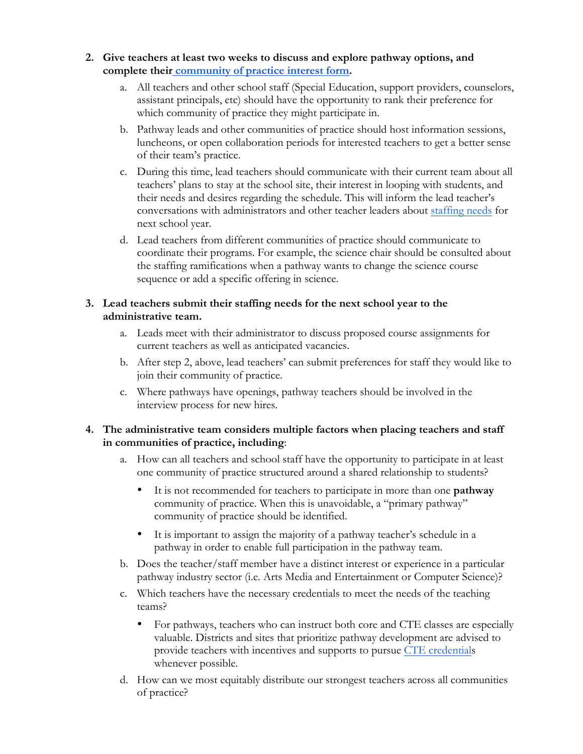2. **Give teachers at least two weeks to discuss and explore pathway options, and complete their [community of practice interest form](#).**
    a. All teachers and other school staff (Special Education, support providers, counselors, assistant principals, etc) should have the opportunity to rank their preference for which community of practice they might participate in.
    b. Pathway leads and other communities of practice should host information sessions, luncheons, or open collaboration periods for interested teachers to get a better sense of their team's practice.
    c. During this time, lead teachers should communicate with their current team about all teachers' plans to stay at the school site, their interest in looping with students, and their needs and desires regarding the schedule. This will inform the lead teacher's conversations with administrators and other teacher leaders about [staffing needs](#) for next school year.
    d. Lead teachers from different communities of practice should communicate to coordinate their programs. For example, the science chair should be consulted about the staffing ramifications when a pathway wants to change the science course sequence or add a specific offering in science.

3. **Lead teachers submit their staffing needs for the next school year to the administrative team.**
    a. Leads meet with their administrator to discuss proposed course assignments for current teachers as well as anticipated vacancies.
    b. After step 2, above, lead teachers' can submit preferences for staff they would like to join their community of practice.
    c. Where pathways have openings, pathway teachers should be involved in the interview process for new hires.

4. **The administrative team considers multiple factors when placing teachers and staff in communities of practice, including**:
    a. How can all teachers and school staff have the opportunity to participate in at least one community of practice structured around a shared relationship to students?
        - It is not recommended for teachers to participate in more than one **pathway** community of practice. When this is unavoidable, a "primary pathway" community of practice should be identified.
        - It is important to assign the majority of a pathway teacher's schedule in a pathway in order to enable full participation in the pathway team.
    b. Does the teacher/staff member have a distinct interest or experience in a particular pathway industry sector (i.e. Arts Media and Entertainment or Computer Science)?
    c. Which teachers have the necessary credentials to meet the needs of the teaching teams?
        - For pathways, teachers who can instruct both core and CTE classes are especially valuable. Districts and sites that prioritize pathway development are advised to provide teachers with incentives and supports to pursue [CTE credential](#)s whenever possible.
    d. How can we most equitably distribute our strongest teachers across all communities of practice?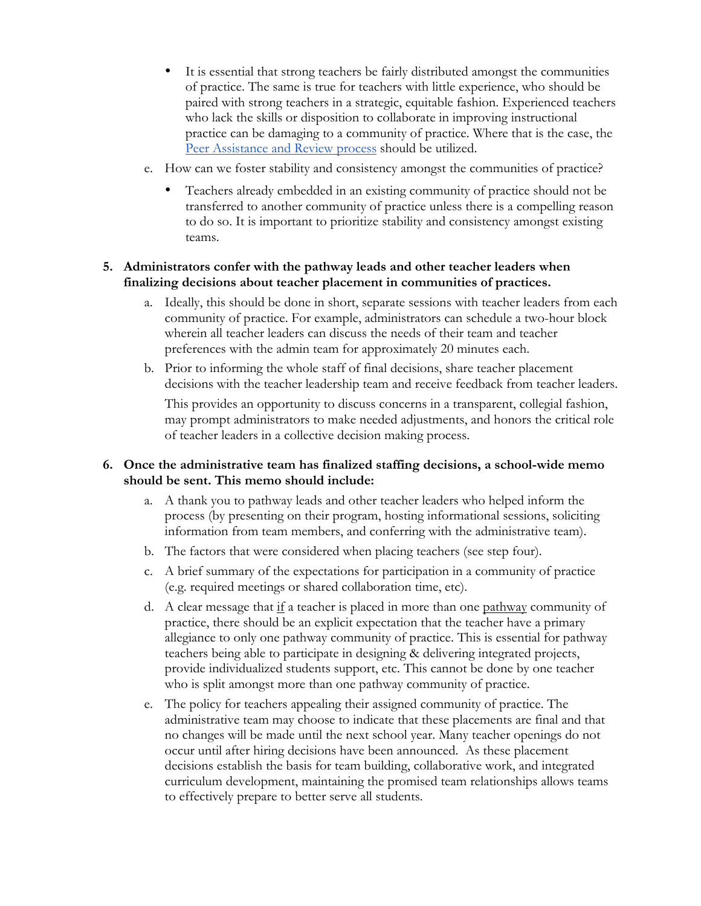- It is essential that strong teachers be fairly distributed amongst the communities of practice. The same is true for teachers with little experience, who should be paired with strong teachers in a strategic, equitable fashion. Experienced teachers who lack the skills or disposition to collaborate in improving instructional practice can be damaging to a community of practice. Where that is the case, the [Peer Assistance and Review process]() should be utilized.

e. How can we foster stability and consistency amongst the communities of practice?

- Teachers already embedded in an existing community of practice should not be transferred to another community of practice unless there is a compelling reason to do so. It is important to prioritize stability and consistency amongst existing teams.

**5. Administrators confer with the pathway leads and other teacher leaders when finalizing decisions about teacher placement in communities of practices.**

a. Ideally, this should be done in short, separate sessions with teacher leaders from each community of practice. For example, administrators can schedule a two-hour block wherein all teacher leaders can discuss the needs of their team and teacher preferences with the admin team for approximately 20 minutes each.

b. Prior to informing the whole staff of final decisions, share teacher placement decisions with the teacher leadership team and receive feedback from teacher leaders.

This provides an opportunity to discuss concerns in a transparent, collegial fashion, may prompt administrators to make needed adjustments, and honors the critical role of teacher leaders in a collective decision making process.

**6. Once the administrative team has finalized staffing decisions, a school-wide memo should be sent. This memo should include:**

a. A thank you to pathway leads and other teacher leaders who helped inform the process (by presenting on their program, hosting informational sessions, soliciting information from team members, and conferring with the administrative team).

b. The factors that were considered when placing teachers (see step four).

c. A brief summary of the expectations for participation in a community of practice (e.g. required meetings or shared collaboration time, etc).

d. A clear message that <u>if</u> a teacher is placed in more than one <u>pathway</u> community of practice, there should be an explicit expectation that the teacher have a primary allegiance to only one pathway community of practice. This is essential for pathway teachers being able to participate in designing & delivering integrated projects, provide individualized students support, etc. This cannot be done by one teacher who is split amongst more than one pathway community of practice.

e. The policy for teachers appealing their assigned community of practice. The administrative team may choose to indicate that these placements are final and that no changes will be made until the next school year. Many teacher openings do not occur until after hiring decisions have been announced. As these placement decisions establish the basis for team building, collaborative work, and integrated curriculum development, maintaining the promised team relationships allows teams to effectively prepare to better serve all students.